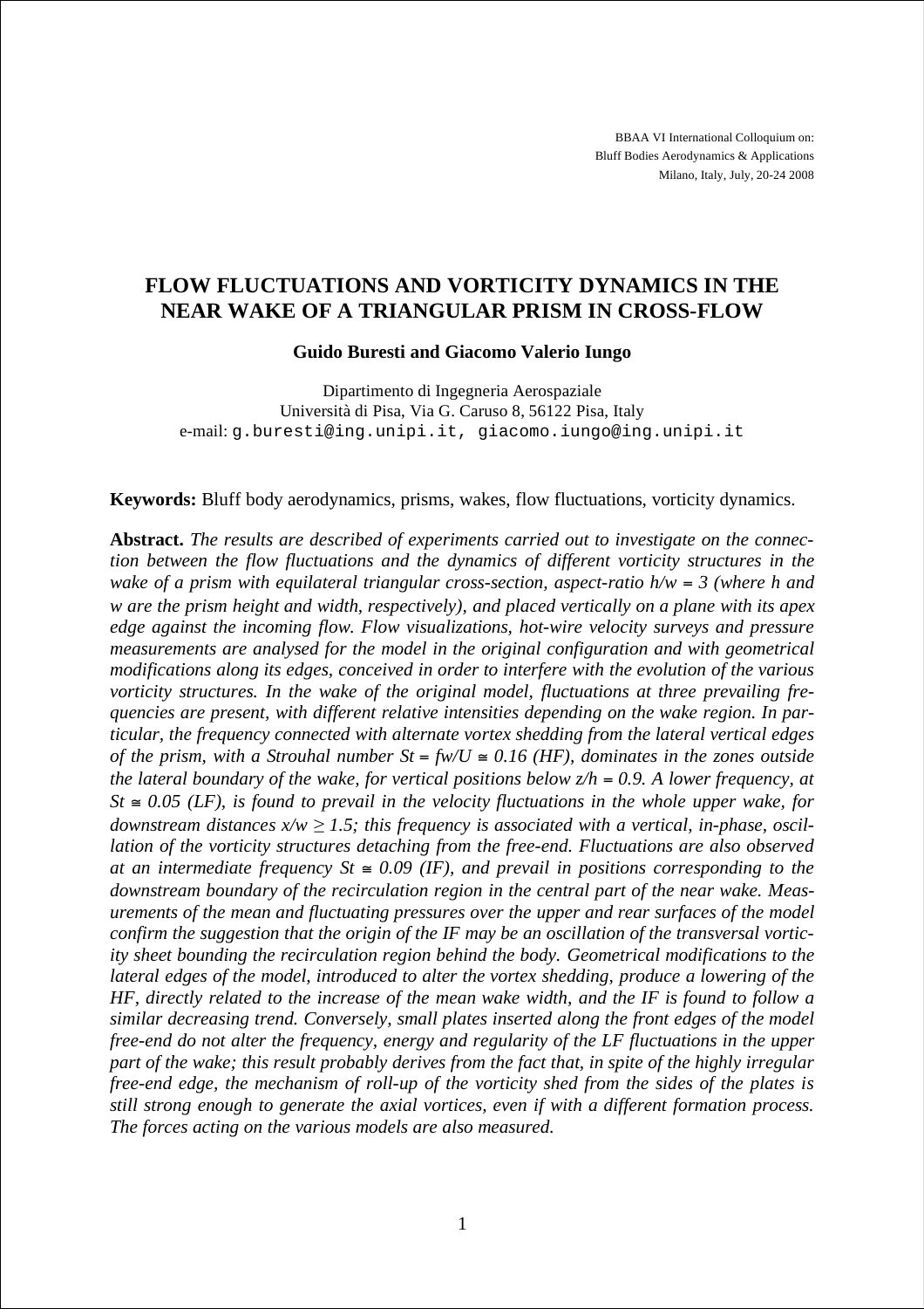BBAA VI International Colloquium on:
Bluff Bodies Aerodynamics & Applications
Milano, Italy, July, 20-24 2008

# FLOW FLUCTUATIONS AND VORTICITY DYNAMICS IN THE NEAR WAKE OF A TRIANGULAR PRISM IN CROSS-FLOW

**Guido Buresti and Giacomo Valerio Iungo**

Dipartimento di Ingegneria Aerospaziale
Università di Pisa, Via G. Caruso 8, 56122 Pisa, Italy
e-mail: g.buresti@ing.unipi.it, giacomo.iungo@ing.unipi.it

**Keywords:** Bluff body aerodynamics, prisms, wakes, flow fluctuations, vorticity dynamics.

**Abstract.** *The results are described of experiments carried out to investigate on the connection between the flow fluctuations and the dynamics of different vorticity structures in the wake of a prism with equilateral triangular cross-section, aspect-ratio $h/w = 3$ (where h and w are the prism height and width, respectively), and placed vertically on a plane with its apex edge against the incoming flow. Flow visualizations, hot-wire velocity surveys and pressure measurements are analysed for the model in the original configuration and with geometrical modifications along its edges, conceived in order to interfere with the evolution of the various vorticity structures. In the wake of the original model, fluctuations at three prevailing frequencies are present, with different relative intensities depending on the wake region. In particular, the frequency connected with alternate vortex shedding from the lateral vertical edges of the prism, with a Strouhal number $St = fw/U \cong 0.16$ (HF), dominates in the zones outside the lateral boundary of the wake, for vertical positions below $z/h = 0.9$. A lower frequency, at $St \cong 0.05$ (LF), is found to prevail in the velocity fluctuations in the whole upper wake, for downstream distances $x/w \geq 1.5$; this frequency is associated with a vertical, in-phase, oscillation of the vorticity structures detaching from the free-end. Fluctuations are also observed at an intermediate frequency $St \cong 0.09$ (IF), and prevail in positions corresponding to the downstream boundary of the recirculation region in the central part of the near wake. Measurements of the mean and fluctuating pressures over the upper and rear surfaces of the model confirm the suggestion that the origin of the IF may be an oscillation of the transversal vorticity sheet bounding the recirculation region behind the body. Geometrical modifications to the lateral edges of the model, introduced to alter the vortex shedding, produce a lowering of the HF, directly related to the increase of the mean wake width, and the IF is found to follow a similar decreasing trend. Conversely, small plates inserted along the front edges of the model free-end do not alter the frequency, energy and regularity of the LF fluctuations in the upper part of the wake; this result probably derives from the fact that, in spite of the highly irregular free-end edge, the mechanism of roll-up of the vorticity shed from the sides of the plates is still strong enough to generate the axial vortices, even if with a different formation process. The forces acting on the various models are also measured.*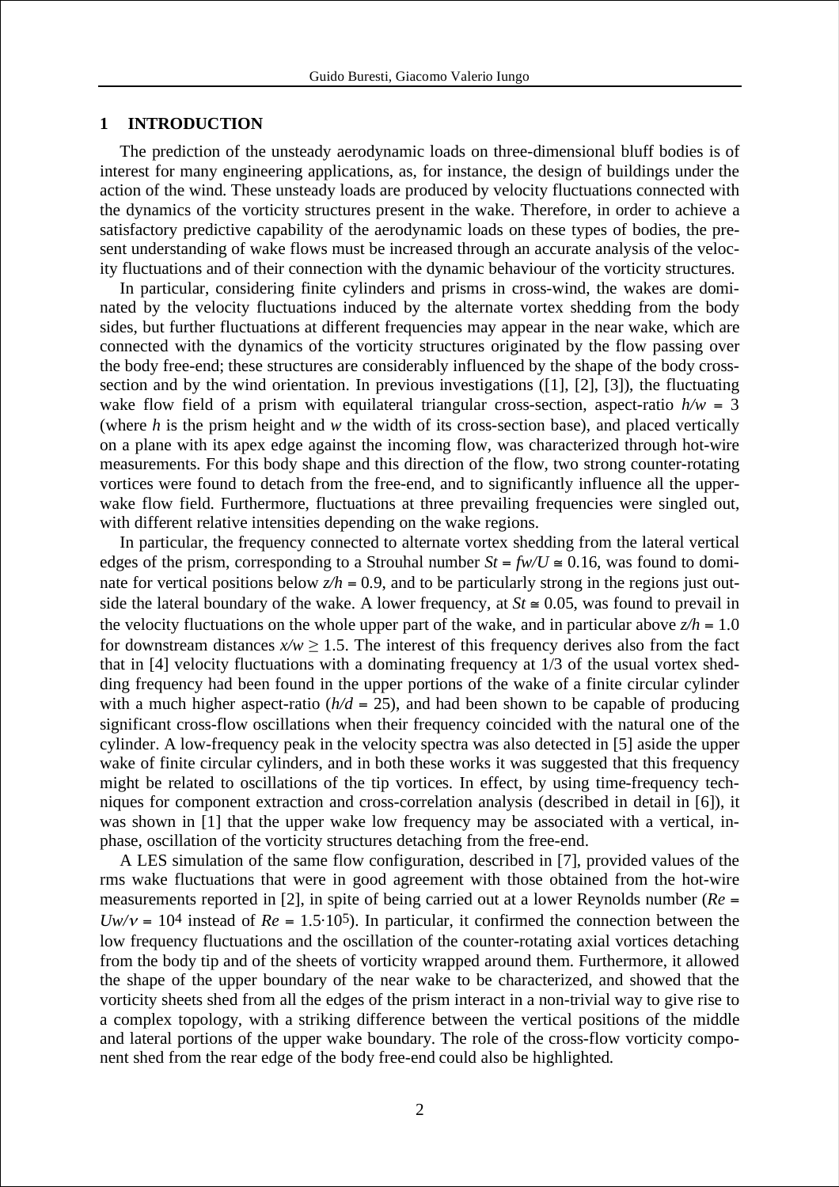## 1 INTRODUCTION

The prediction of the unsteady aerodynamic loads on three-dimensional bluff bodies is of interest for many engineering applications, as, for instance, the design of buildings under the action of the wind. These unsteady loads are produced by velocity fluctuations connected with the dynamics of the vorticity structures present in the wake. Therefore, in order to achieve a satisfactory predictive capability of the aerodynamic loads on these types of bodies, the present understanding of wake flows must be increased through an accurate analysis of the velocity fluctuations and of their connection with the dynamic behaviour of the vorticity structures.

In particular, considering finite cylinders and prisms in cross-wind, the wakes are dominated by the velocity fluctuations induced by the alternate vortex shedding from the body sides, but further fluctuations at different frequencies may appear in the near wake, which are connected with the dynamics of the vorticity structures originated by the flow passing over the body free-end; these structures are considerably influenced by the shape of the body cross-section and by the wind orientation. In previous investigations ([1], [2], [3]), the fluctuating wake flow field of a prism with equilateral triangular cross-section, aspect-ratio $h/w = 3$ (where $h$ is the prism height and $w$ the width of its cross-section base), and placed vertically on a plane with its apex edge against the incoming flow, was characterized through hot-wire measurements. For this body shape and this direction of the flow, two strong counter-rotating vortices were found to detach from the free-end, and to significantly influence all the upper-wake flow field. Furthermore, fluctuations at three prevailing frequencies were singled out, with different relative intensities depending on the wake regions.

In particular, the frequency connected to alternate vortex shedding from the lateral vertical edges of the prism, corresponding to a Strouhal number $St = fw/U \cong 0.16$, was found to dominate for vertical positions below $z/h = 0.9$, and to be particularly strong in the regions just outside the lateral boundary of the wake. A lower frequency, at $St \cong 0.05$, was found to prevail in the velocity fluctuations on the whole upper part of the wake, and in particular above $z/h = 1.0$ for downstream distances $x/w \geq 1.5$. The interest of this frequency derives also from the fact that in [4] velocity fluctuations with a dominating frequency at 1/3 of the usual vortex shedding frequency had been found in the upper portions of the wake of a finite circular cylinder with a much higher aspect-ratio ($h/d = 25$), and had been shown to be capable of producing significant cross-flow oscillations when their frequency coincided with the natural one of the cylinder. A low-frequency peak in the velocity spectra was also detected in [5] aside the upper wake of finite circular cylinders, and in both these works it was suggested that this frequency might be related to oscillations of the tip vortices. In effect, by using time-frequency techniques for component extraction and cross-correlation analysis (described in detail in [6]), it was shown in [1] that the upper wake low frequency may be associated with a vertical, in-phase, oscillation of the vorticity structures detaching from the free-end.

A LES simulation of the same flow configuration, described in [7], provided values of the rms wake fluctuations that were in good agreement with those obtained from the hot-wire measurements reported in [2], in spite of being carried out at a lower Reynolds number ($Re = Uw/\nu = 10^4$ instead of $Re = 1.5 \cdot 10^5$). In particular, it confirmed the connection between the low frequency fluctuations and the oscillation of the counter-rotating axial vortices detaching from the body tip and of the sheets of vorticity wrapped around them. Furthermore, it allowed the shape of the upper boundary of the near wake to be characterized, and showed that the vorticity sheets shed from all the edges of the prism interact in a non-trivial way to give rise to a complex topology, with a striking difference between the vertical positions of the middle and lateral portions of the upper wake boundary. The role of the cross-flow vorticity component shed from the rear edge of the body free-end could also be highlighted.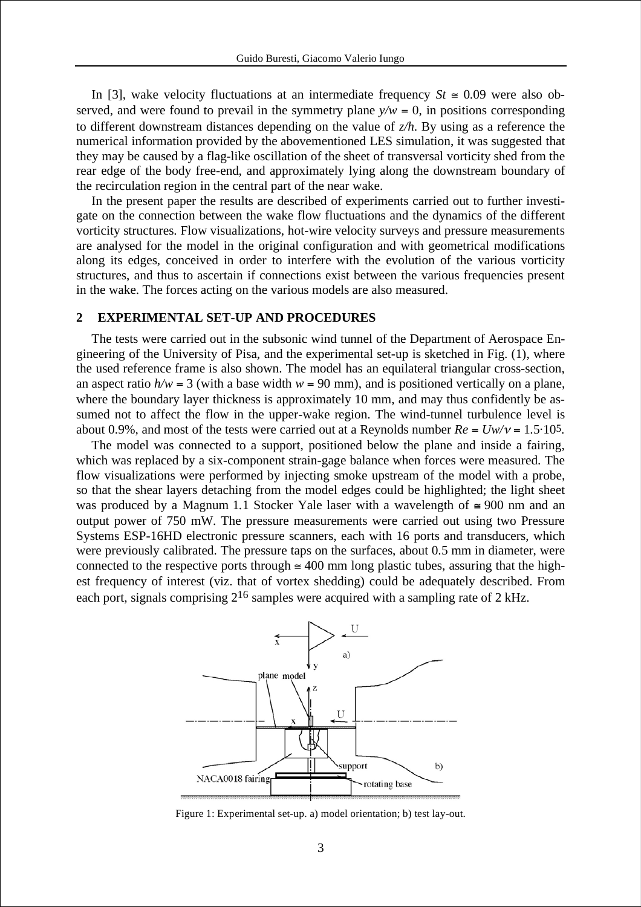In [3], wake velocity fluctuations at an intermediate frequency $St \cong 0.09$ were also observed, and were found to prevail in the symmetry plane $y/w = 0$, in positions corresponding to different downstream distances depending on the value of $z/h$. By using as a reference the numerical information provided by the abovementioned LES simulation, it was suggested that they may be caused by a flag-like oscillation of the sheet of transversal vorticity shed from the rear edge of the body free-end, and approximately lying along the downstream boundary of the recirculation region in the central part of the near wake.

In the present paper the results are described of experiments carried out to further investigate on the connection between the wake flow fluctuations and the dynamics of the different vorticity structures. Flow visualizations, hot-wire velocity surveys and pressure measurements are analysed for the model in the original configuration and with geometrical modifications along its edges, conceived in order to interfere with the evolution of the various vorticity structures, and thus to ascertain if connections exist between the various frequencies present in the wake. The forces acting on the various models are also measured.

## 2 EXPERIMENTAL SET-UP AND PROCEDURES

The tests were carried out in the subsonic wind tunnel of the Department of Aerospace Engineering of the University of Pisa, and the experimental set-up is sketched in Fig. (1), where the used reference frame is also shown. The model has an equilateral triangular cross-section, an aspect ratio $h/w = 3$ (with a base width $w = 90$ mm), and is positioned vertically on a plane, where the boundary layer thickness is approximately 10 mm, and may thus confidently be assumed not to affect the flow in the upper-wake region. The wind-tunnel turbulence level is about 0.9%, and most of the tests were carried out at a Reynolds number $Re = Uw/\nu = 1.5 \cdot 10^5$.

The model was connected to a support, positioned below the plane and inside a fairing, which was replaced by a six-component strain-gage balance when forces were measured. The flow visualizations were performed by injecting smoke upstream of the model with a probe, so that the shear layers detaching from the model edges could be highlighted; the light sheet was produced by a Magnum 1.1 Stocker Yale laser with a wavelength of $\cong 900$ nm and an output power of 750 mW. The pressure measurements were carried out using two Pressure Systems ESP-16HD electronic pressure scanners, each with 16 ports and transducers, which were previously calibrated. The pressure taps on the surfaces, about 0.5 mm in diameter, were connected to the respective ports through $\cong 400$ mm long plastic tubes, assuring that the highest frequency of interest (viz. that of vortex shedding) could be adequately described. From each port, signals comprising $2^{16}$ samples were acquired with a sampling rate of 2 kHz.

Figure 1: Experimental set-up. a) model orientation; b) test lay-out.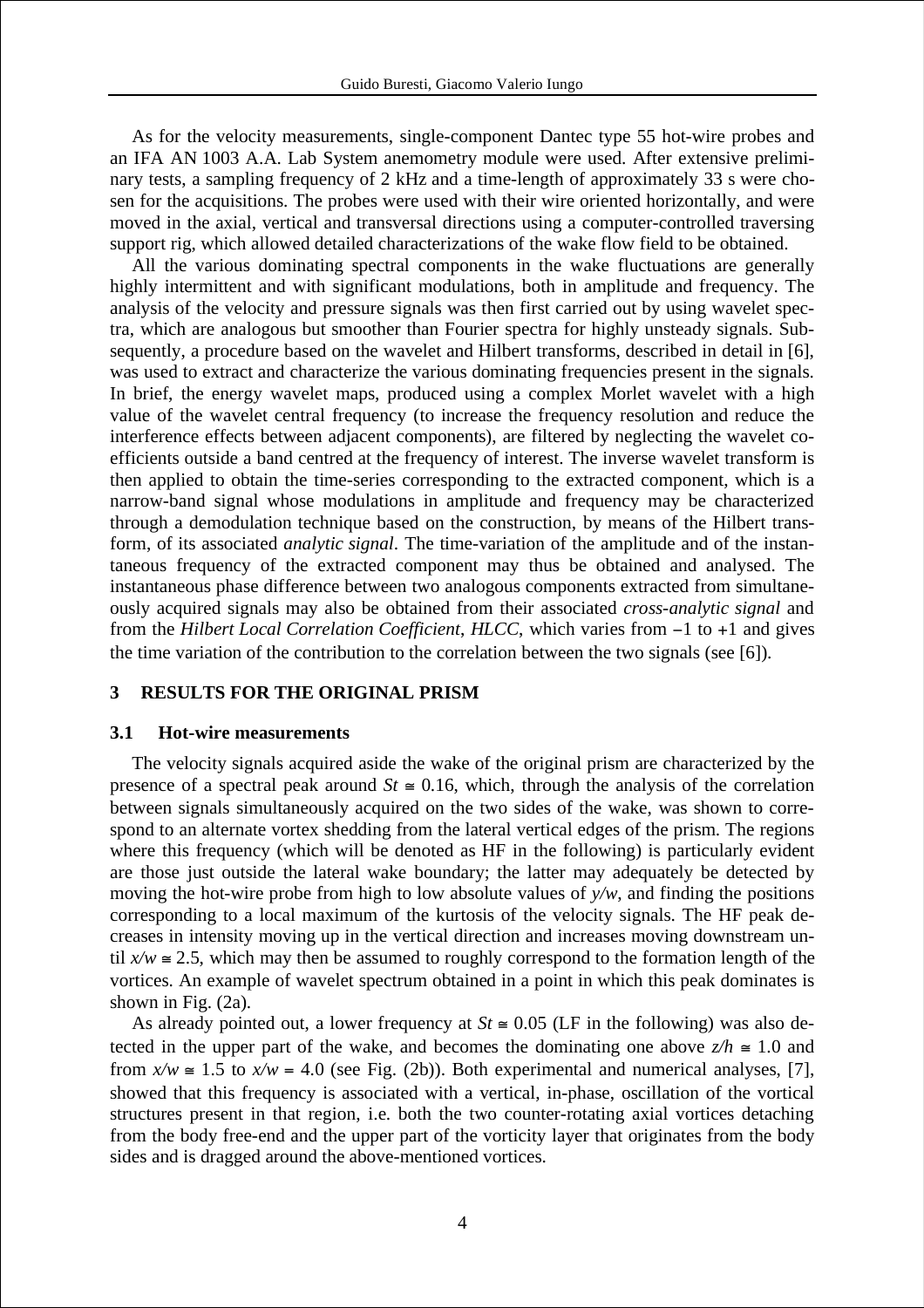As for the velocity measurements, single-component Dantec type 55 hot-wire probes and an IFA AN 1003 A.A. Lab System anemometry module were used. After extensive preliminary tests, a sampling frequency of 2 kHz and a time-length of approximately 33 s were chosen for the acquisitions. The probes were used with their wire oriented horizontally, and were moved in the axial, vertical and transversal directions using a computer-controlled traversing support rig, which allowed detailed characterizations of the wake flow field to be obtained.

All the various dominating spectral components in the wake fluctuations are generally highly intermittent and with significant modulations, both in amplitude and frequency. The analysis of the velocity and pressure signals was then first carried out by using wavelet spectra, which are analogous but smoother than Fourier spectra for highly unsteady signals. Subsequently, a procedure based on the wavelet and Hilbert transforms, described in detail in [6], was used to extract and characterize the various dominating frequencies present in the signals. In brief, the energy wavelet maps, produced using a complex Morlet wavelet with a high value of the wavelet central frequency (to increase the frequency resolution and reduce the interference effects between adjacent components), are filtered by neglecting the wavelet coefficients outside a band centred at the frequency of interest. The inverse wavelet transform is then applied to obtain the time-series corresponding to the extracted component, which is a narrow-band signal whose modulations in amplitude and frequency may be characterized through a demodulation technique based on the construction, by means of the Hilbert transform, of its associated *analytic signal*. The time-variation of the amplitude and of the instantaneous frequency of the extracted component may thus be obtained and analysed. The instantaneous phase difference between two analogous components extracted from simultaneously acquired signals may also be obtained from their associated *cross-analytic signal* and from the *Hilbert Local Correlation Coefficient*, *HLCC*, which varies from $-1$ to $+1$ and gives the time variation of the contribution to the correlation between the two signals (see [6]).

## 3 RESULTS FOR THE ORIGINAL PRISM

### 3.1 Hot-wire measurements

The velocity signals acquired aside the wake of the original prism are characterized by the presence of a spectral peak around $St \cong 0.16$, which, through the analysis of the correlation between signals simultaneously acquired on the two sides of the wake, was shown to correspond to an alternate vortex shedding from the lateral vertical edges of the prism. The regions where this frequency (which will be denoted as HF in the following) is particularly evident are those just outside the lateral wake boundary; the latter may adequately be detected by moving the hot-wire probe from high to low absolute values of $y/w$, and finding the positions corresponding to a local maximum of the kurtosis of the velocity signals. The HF peak decreases in intensity moving up in the vertical direction and increases moving downstream until $x/w \cong 2.5$, which may then be assumed to roughly correspond to the formation length of the vortices. An example of wavelet spectrum obtained in a point in which this peak dominates is shown in Fig. (2a).

As already pointed out, a lower frequency at $St \cong 0.05$ (LF in the following) was also detected in the upper part of the wake, and becomes the dominating one above $z/h \cong 1.0$ and from $x/w \cong 1.5$ to $x/w = 4.0$ (see Fig. (2b)). Both experimental and numerical analyses, [7], showed that this frequency is associated with a vertical, in-phase, oscillation of the vortical structures present in that region, i.e. both the two counter-rotating axial vortices detaching from the body free-end and the upper part of the vorticity layer that originates from the body sides and is dragged around the above-mentioned vortices.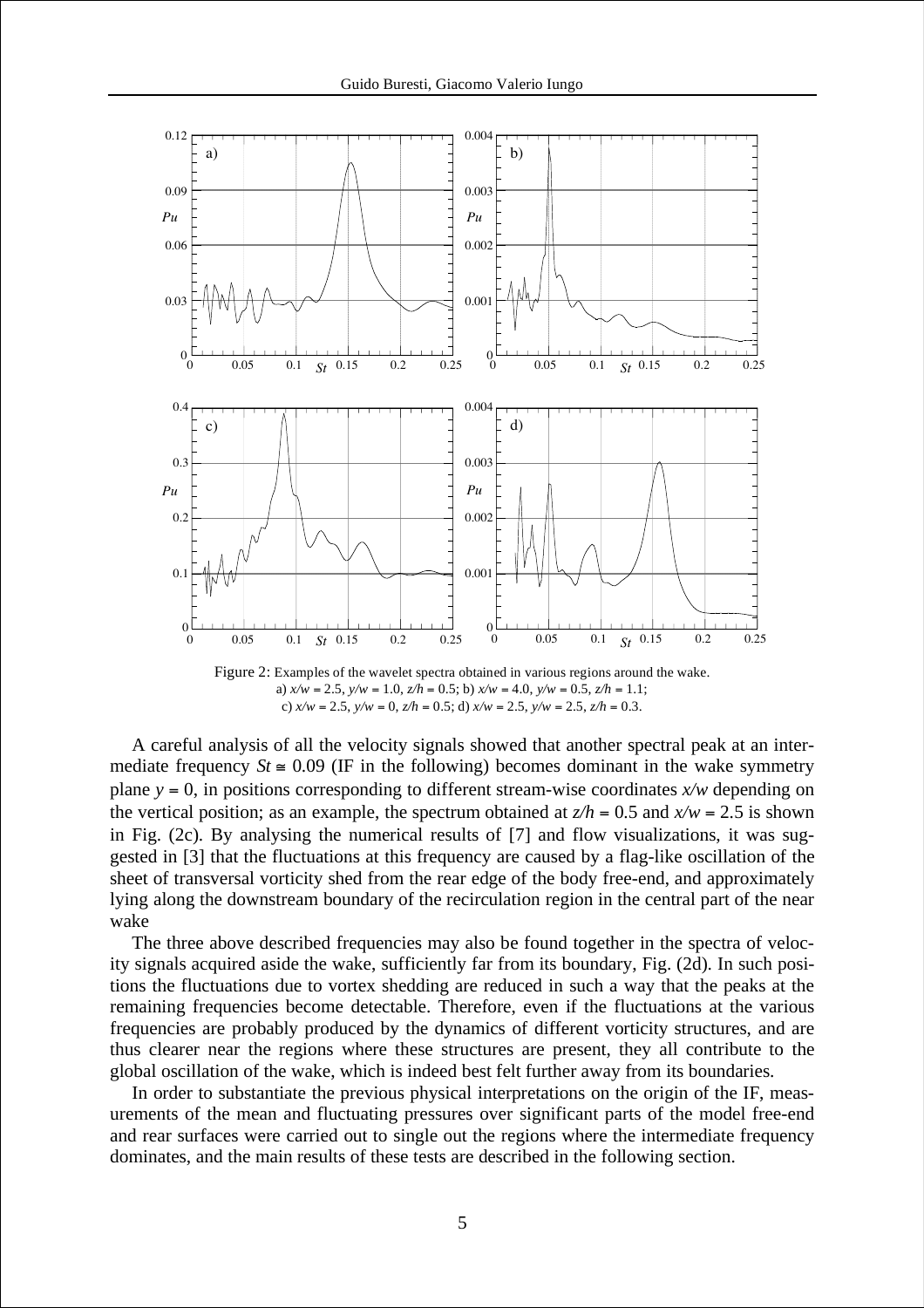Figure 2: Examples of the wavelet spectra obtained in various regions around the wake.
a) $x/w = 2.5$, $y/w = 1.0$, $z/h = 0.5$; b) $x/w = 4.0$, $y/w = 0.5$, $z/h = 1.1$;
c) $x/w = 2.5$, $y/w = 0$, $z/h = 0.5$; d) $x/w = 2.5$, $y/w = 2.5$, $z/h = 0.3$.

A careful analysis of all the velocity signals showed that another spectral peak at an intermediate frequency $St \cong 0.09$ (IF in the following) becomes dominant in the wake symmetry plane $y = 0$, in positions corresponding to different stream-wise coordinates $x/w$ depending on the vertical position; as an example, the spectrum obtained at $z/h = 0.5$ and $x/w = 2.5$ is shown in Fig. (2c). By analysing the numerical results of [7] and flow visualizations, it was suggested in [3] that the fluctuations at this frequency are caused by a flag-like oscillation of the sheet of transversal vorticity shed from the rear edge of the body free-end, and approximately lying along the downstream boundary of the recirculation region in the central part of the near wake

The three above described frequencies may also be found together in the spectra of velocity signals acquired aside the wake, sufficiently far from its boundary, Fig. (2d). In such positions the fluctuations due to vortex shedding are reduced in such a way that the peaks at the remaining frequencies become detectable. Therefore, even if the fluctuations at the various frequencies are probably produced by the dynamics of different vorticity structures, and are thus clearer near the regions where these structures are present, they all contribute to the global oscillation of the wake, which is indeed best felt further away from its boundaries.

In order to substantiate the previous physical interpretations on the origin of the IF, measurements of the mean and fluctuating pressures over significant parts of the model free-end and rear surfaces were carried out to single out the regions where the intermediate frequency dominates, and the main results of these tests are described in the following section.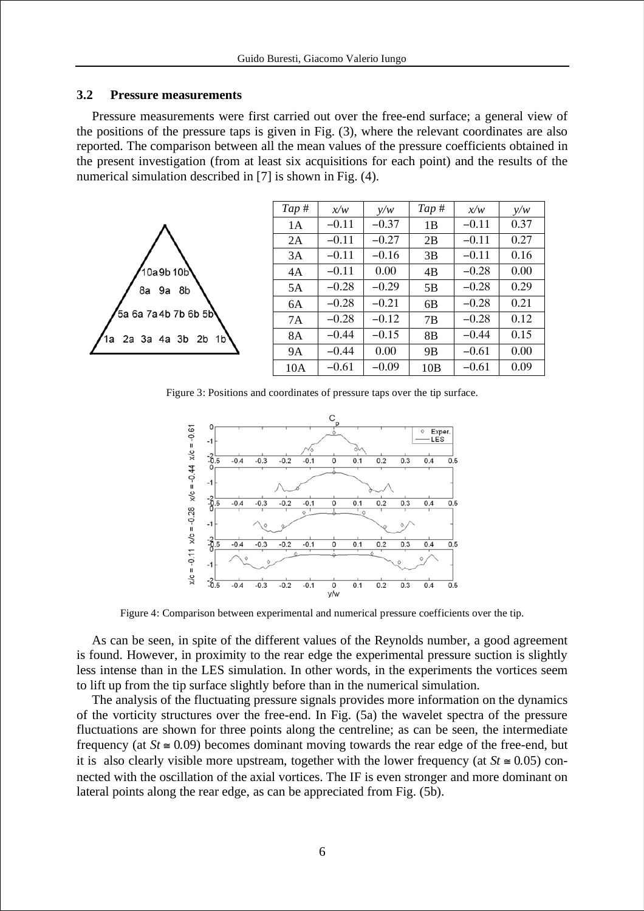### 3.2 Pressure measurements

Pressure measurements were first carried out over the free-end surface; a general view of the positions of the pressure taps is given in Fig. (3), where the relevant coordinates are also reported. The comparison between all the mean values of the pressure coefficients obtained in the present investigation (from at least six acquisitions for each point) and the results of the numerical simulation described in [7] is shown in Fig. (4).

| *Tap #* | *x/w* | *y/w* | *Tap #* | *x/w* | *y/w* |
|---|---|---|---|---|---|
| 1A | −0.11 | −0.37 | 1B | −0.11 | 0.37 |
| 2A | −0.11 | −0.27 | 2B | −0.11 | 0.27 |
| 3A | −0.11 | −0.16 | 3B | −0.11 | 0.16 |
| 4A | −0.11 | 0.00 | 4B | −0.28 | 0.00 |
| 5A | −0.28 | −0.29 | 5B | −0.28 | 0.29 |
| 6A | −0.28 | −0.21 | 6B | −0.28 | 0.21 |
| 7A | −0.28 | −0.12 | 7B | −0.28 | 0.12 |
| 8A | −0.44 | −0.15 | 8B | −0.44 | 0.15 |
| 9A | −0.44 | 0.00 | 9B | −0.61 | 0.00 |
| 10A | −0.61 | −0.09 | 10B | −0.61 | 0.09 |

Figure 3: Positions and coordinates of pressure taps over the tip surface.

Figure 4: Comparison between experimental and numerical pressure coefficients over the tip.

As can be seen, in spite of the different values of the Reynolds number, a good agreement is found. However, in proximity to the rear edge the experimental pressure suction is slightly less intense than in the LES simulation. In other words, in the experiments the vortices seem to lift up from the tip surface slightly before than in the numerical simulation.

The analysis of the fluctuating pressure signals provides more information on the dynamics of the vorticity structures over the free-end. In Fig. (5a) the wavelet spectra of the pressure fluctuations are shown for three points along the centreline; as can be seen, the intermediate frequency (at $St \cong 0.09$) becomes dominant moving towards the rear edge of the free-end, but it is also clearly visible more upstream, together with the lower frequency (at $St \cong 0.05$) connected with the oscillation of the axial vortices. The IF is even stronger and more dominant on lateral points along the rear edge, as can be appreciated from Fig. (5b).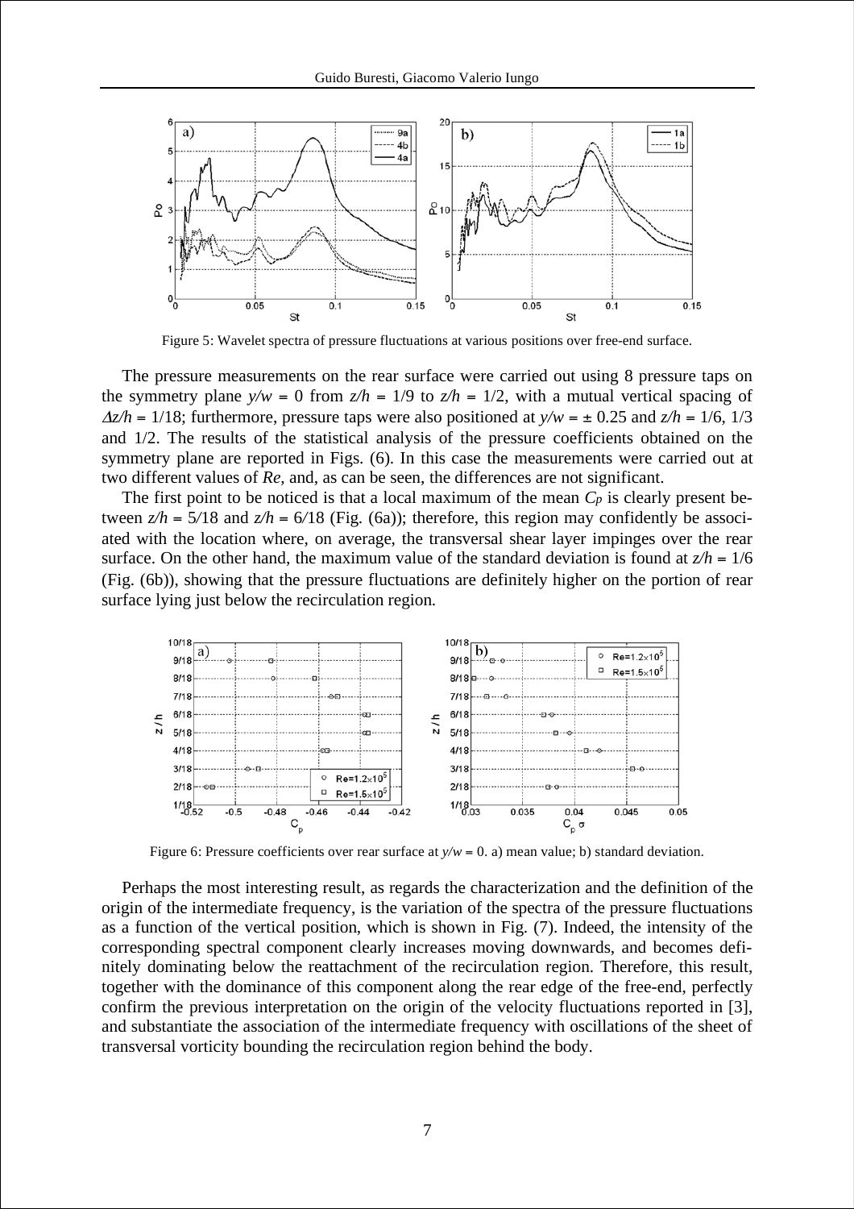Figure 5: Wavelet spectra of pressure fluctuations at various positions over free-end surface.

The pressure measurements on the rear surface were carried out using 8 pressure taps on the symmetry plane $y/w = 0$ from $z/h = 1/9$ to $z/h = 1/2$, with a mutual vertical spacing of $\Delta z/h = 1/18$; furthermore, pressure taps were also positioned at $y/w = \pm 0.25$ and $z/h = 1/6$, 1/3 and 1/2. The results of the statistical analysis of the pressure coefficients obtained on the symmetry plane are reported in Figs. (6). In this case the measurements were carried out at two different values of *Re*, and, as can be seen, the differences are not significant.

The first point to be noticed is that a local maximum of the mean $C_p$ is clearly present between $z/h = 5/18$ and $z/h = 6/18$ (Fig. (6a)); therefore, this region may confidently be associated with the location where, on average, the transversal shear layer impinges over the rear surface. On the other hand, the maximum value of the standard deviation is found at $z/h = 1/6$ (Fig. (6b)), showing that the pressure fluctuations are definitely higher on the portion of rear surface lying just below the recirculation region.

Figure 6: Pressure coefficients over rear surface at $y/w = 0$. a) mean value; b) standard deviation.

Perhaps the most interesting result, as regards the characterization and the definition of the origin of the intermediate frequency, is the variation of the spectra of the pressure fluctuations as a function of the vertical position, which is shown in Fig. (7). Indeed, the intensity of the corresponding spectral component clearly increases moving downwards, and becomes definitely dominating below the reattachment of the recirculation region. Therefore, this result, together with the dominance of this component along the rear edge of the free-end, perfectly confirm the previous interpretation on the origin of the velocity fluctuations reported in [3], and substantiate the association of the intermediate frequency with oscillations of the sheet of transversal vorticity bounding the recirculation region behind the body.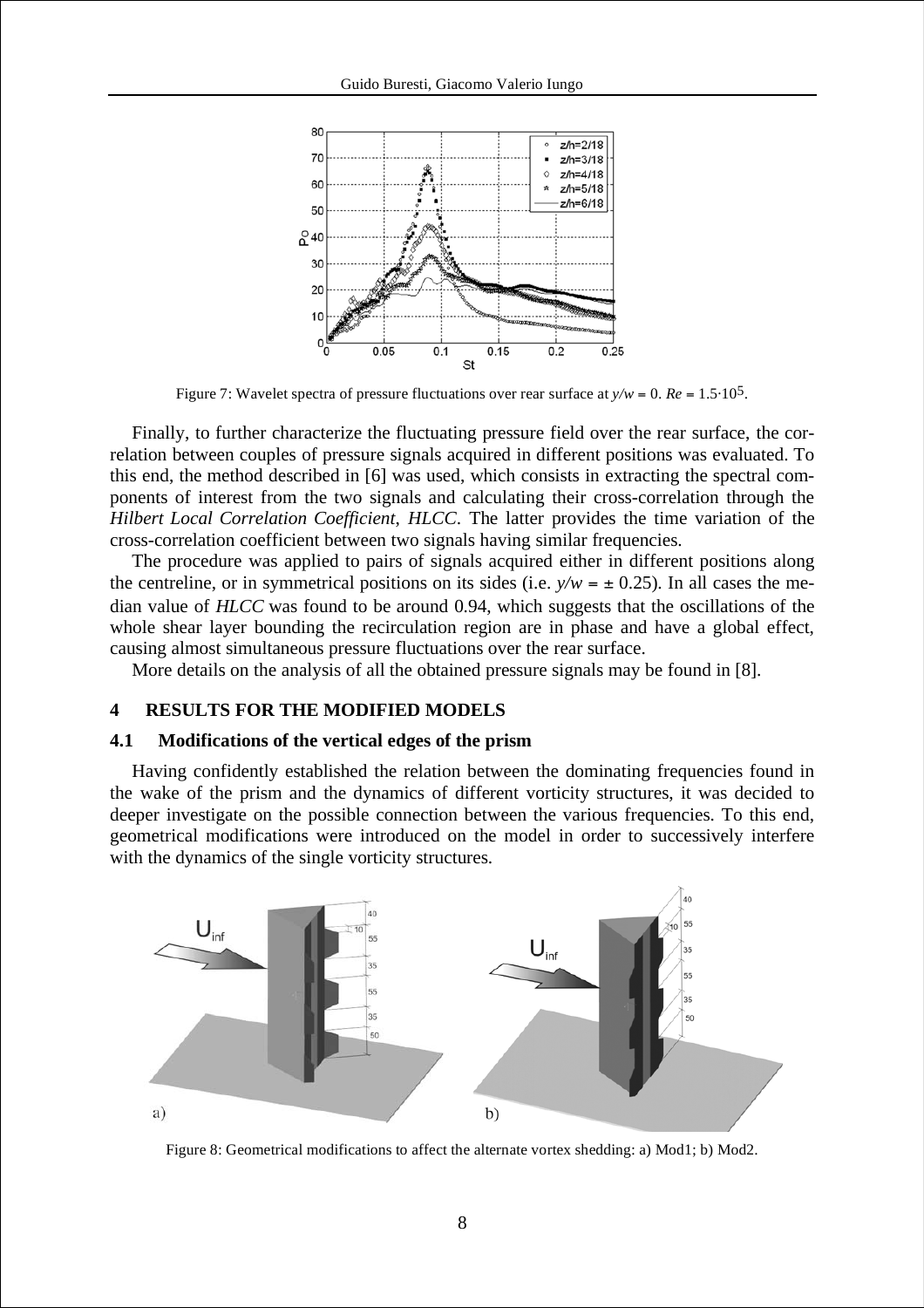Figure 7: Wavelet spectra of pressure fluctuations over rear surface at $y/w = 0$. $Re = 1.5{\cdot}10^5$.

Finally, to further characterize the fluctuating pressure field over the rear surface, the correlation between couples of pressure signals acquired in different positions was evaluated. To this end, the method described in [6] was used, which consists in extracting the spectral components of interest from the two signals and calculating their cross-correlation through the *Hilbert Local Correlation Coefficient*, *HLCC*. The latter provides the time variation of the cross-correlation coefficient between two signals having similar frequencies.

The procedure was applied to pairs of signals acquired either in different positions along the centreline, or in symmetrical positions on its sides (i.e. $y/w = \pm 0.25$). In all cases the median value of *HLCC* was found to be around 0.94, which suggests that the oscillations of the whole shear layer bounding the recirculation region are in phase and have a global effect, causing almost simultaneous pressure fluctuations over the rear surface.

More details on the analysis of all the obtained pressure signals may be found in [8].

## 4 RESULTS FOR THE MODIFIED MODELS

### 4.1 Modifications of the vertical edges of the prism

Having confidently established the relation between the dominating frequencies found in the wake of the prism and the dynamics of different vorticity structures, it was decided to deeper investigate on the possible connection between the various frequencies. To this end, geometrical modifications were introduced on the model in order to successively interfere with the dynamics of the single vorticity structures.

Figure 8: Geometrical modifications to affect the alternate vortex shedding: a) Mod1; b) Mod2.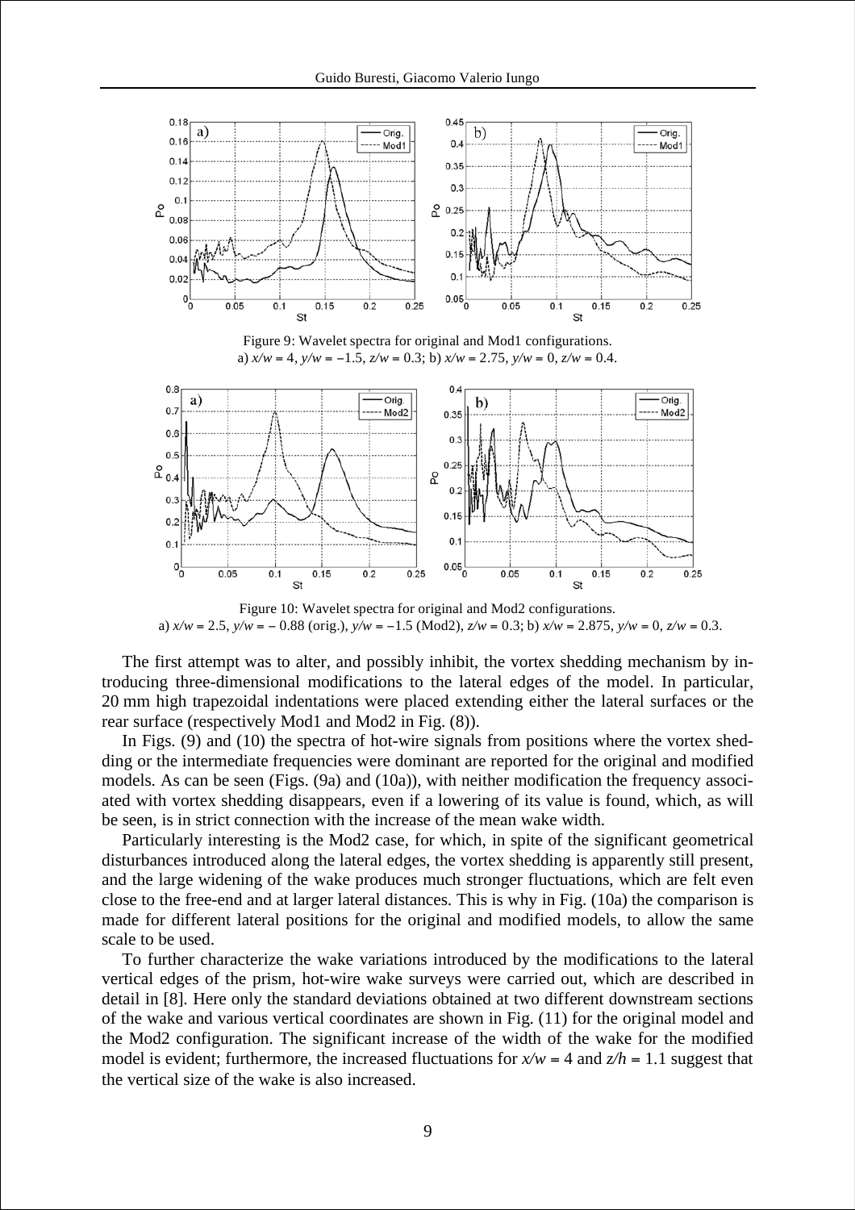Figure 9: Wavelet spectra for original and Mod1 configurations.
a) $x/w = 4$, $y/w = -1.5$, $z/w = 0.3$; b) $x/w = 2.75$, $y/w = 0$, $z/w = 0.4$.

Figure 10: Wavelet spectra for original and Mod2 configurations.
a) $x/w = 2.5$, $y/w = -0.88$ (orig.), $y/w = -1.5$ (Mod2), $z/w = 0.3$; b) $x/w = 2.875$, $y/w = 0$, $z/w = 0.3$.

The first attempt was to alter, and possibly inhibit, the vortex shedding mechanism by introducing three-dimensional modifications to the lateral edges of the model. In particular, 20 mm high trapezoidal indentations were placed extending either the lateral surfaces or the rear surface (respectively Mod1 and Mod2 in Fig. (8)).

In Figs. (9) and (10) the spectra of hot-wire signals from positions where the vortex shedding or the intermediate frequencies were dominant are reported for the original and modified models. As can be seen (Figs. (9a) and (10a)), with neither modification the frequency associated with vortex shedding disappears, even if a lowering of its value is found, which, as will be seen, is in strict connection with the increase of the mean wake width.

Particularly interesting is the Mod2 case, for which, in spite of the significant geometrical disturbances introduced along the lateral edges, the vortex shedding is apparently still present, and the large widening of the wake produces much stronger fluctuations, which are felt even close to the free-end and at larger lateral distances. This is why in Fig. (10a) the comparison is made for different lateral positions for the original and modified models, to allow the same scale to be used.

To further characterize the wake variations introduced by the modifications to the lateral vertical edges of the prism, hot-wire wake surveys were carried out, which are described in detail in [8]. Here only the standard deviations obtained at two different downstream sections of the wake and various vertical coordinates are shown in Fig. (11) for the original model and the Mod2 configuration. The significant increase of the width of the wake for the modified model is evident; furthermore, the increased fluctuations for $x/w = 4$ and $z/h = 1.1$ suggest that the vertical size of the wake is also increased.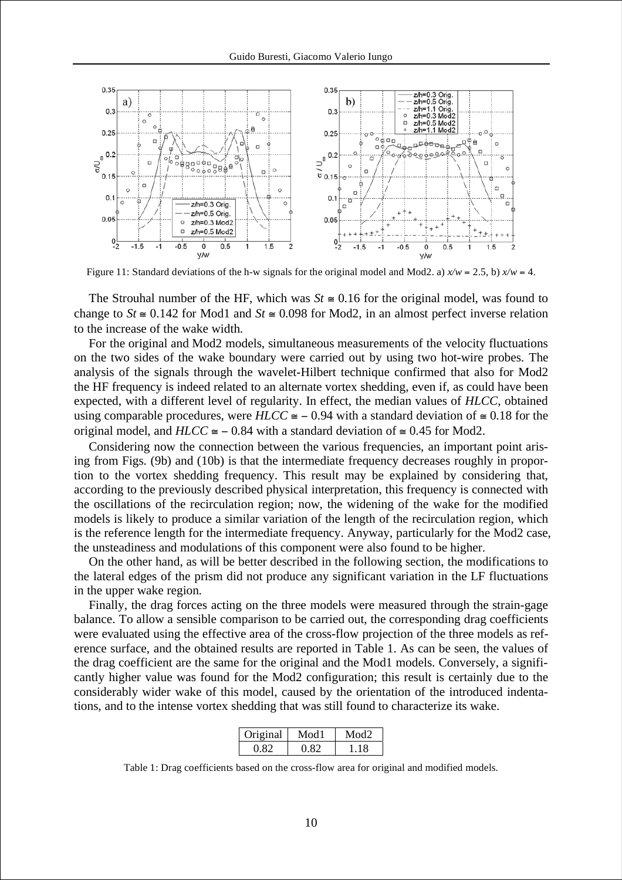Figure 11: Standard deviations of the h-w signals for the original model and Mod2. a) $x/w = 2.5$, b) $x/w = 4$.

The Strouhal number of the HF, which was $St \cong 0.16$ for the original model, was found to change to $St \cong 0.142$ for Mod1 and $St \cong 0.098$ for Mod2, in an almost perfect inverse relation to the increase of the wake width.

For the original and Mod2 models, simultaneous measurements of the velocity fluctuations on the two sides of the wake boundary were carried out by using two hot-wire probes. The analysis of the signals through the wavelet-Hilbert technique confirmed that also for Mod2 the HF frequency is indeed related to an alternate vortex shedding, even if, as could have been expected, with a different level of regularity. In effect, the median values of *HLCC*, obtained using comparable procedures, were $HLCC \cong -0.94$ with a standard deviation of $\cong 0.18$ for the original model, and $HLCC \cong -0.84$ with a standard deviation of $\cong 0.45$ for Mod2.

Considering now the connection between the various frequencies, an important point arising from Figs. (9b) and (10b) is that the intermediate frequency decreases roughly in proportion to the vortex shedding frequency. This result may be explained by considering that, according to the previously described physical interpretation, this frequency is connected with the oscillations of the recirculation region; now, the widening of the wake for the modified models is likely to produce a similar variation of the length of the recirculation region, which is the reference length for the intermediate frequency. Anyway, particularly for the Mod2 case, the unsteadiness and modulations of this component were also found to be higher.

On the other hand, as will be better described in the following section, the modifications to the lateral edges of the prism did not produce any significant variation in the LF fluctuations in the upper wake region.

Finally, the drag forces acting on the three models were measured through the strain-gage balance. To allow a sensible comparison to be carried out, the corresponding drag coefficients were evaluated using the effective area of the cross-flow projection of the three models as reference surface, and the obtained results are reported in Table 1. As can be seen, the values of the drag coefficient are the same for the original and the Mod1 models. Conversely, a significantly higher value was found for the Mod2 configuration; this result is certainly due to the considerably wider wake of this model, caused by the orientation of the introduced indentations, and to the intense vortex shedding that was still found to characterize its wake.

| Original | Mod1 | Mod2 |
|---|---|---|
| 0.82 | 0.82 | 1.18 |

Table 1: Drag coefficients based on the cross-flow area for original and modified models.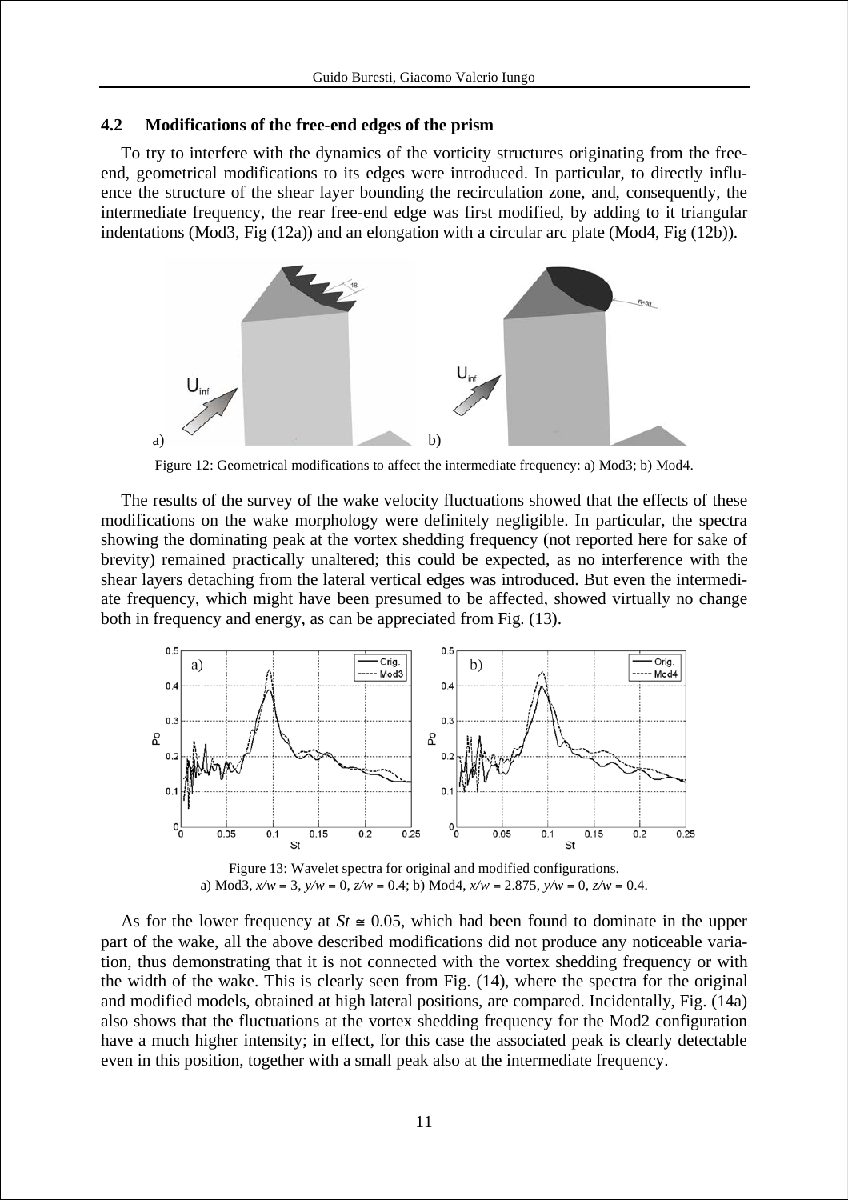### 4.2 Modifications of the free-end edges of the prism

To try to interfere with the dynamics of the vorticity structures originating from the free-end, geometrical modifications to its edges were introduced. In particular, to directly influence the structure of the shear layer bounding the recirculation zone, and, consequently, the intermediate frequency, the rear free-end edge was first modified, by adding to it triangular indentations (Mod3, Fig (12a)) and an elongation with a circular arc plate (Mod4, Fig (12b)).

Figure 12: Geometrical modifications to affect the intermediate frequency: a) Mod3; b) Mod4.

The results of the survey of the wake velocity fluctuations showed that the effects of these modifications on the wake morphology were definitely negligible. In particular, the spectra showing the dominating peak at the vortex shedding frequency (not reported here for sake of brevity) remained practically unaltered; this could be expected, as no interference with the shear layers detaching from the lateral vertical edges was introduced. But even the intermediate frequency, which might have been presumed to be affected, showed virtually no change both in frequency and energy, as can be appreciated from Fig. (13).

Figure 13: Wavelet spectra for original and modified configurations.
a) Mod3, $x/w = 3$, $y/w = 0$, $z/w = 0.4$; b) Mod4, $x/w = 2.875$, $y/w = 0$, $z/w = 0.4$.

As for the lower frequency at $St \cong 0.05$, which had been found to dominate in the upper part of the wake, all the above described modifications did not produce any noticeable variation, thus demonstrating that it is not connected with the vortex shedding frequency or with the width of the wake. This is clearly seen from Fig. (14), where the spectra for the original and modified models, obtained at high lateral positions, are compared. Incidentally, Fig. (14a) also shows that the fluctuations at the vortex shedding frequency for the Mod2 configuration have a much higher intensity; in effect, for this case the associated peak is clearly detectable even in this position, together with a small peak also at the intermediate frequency.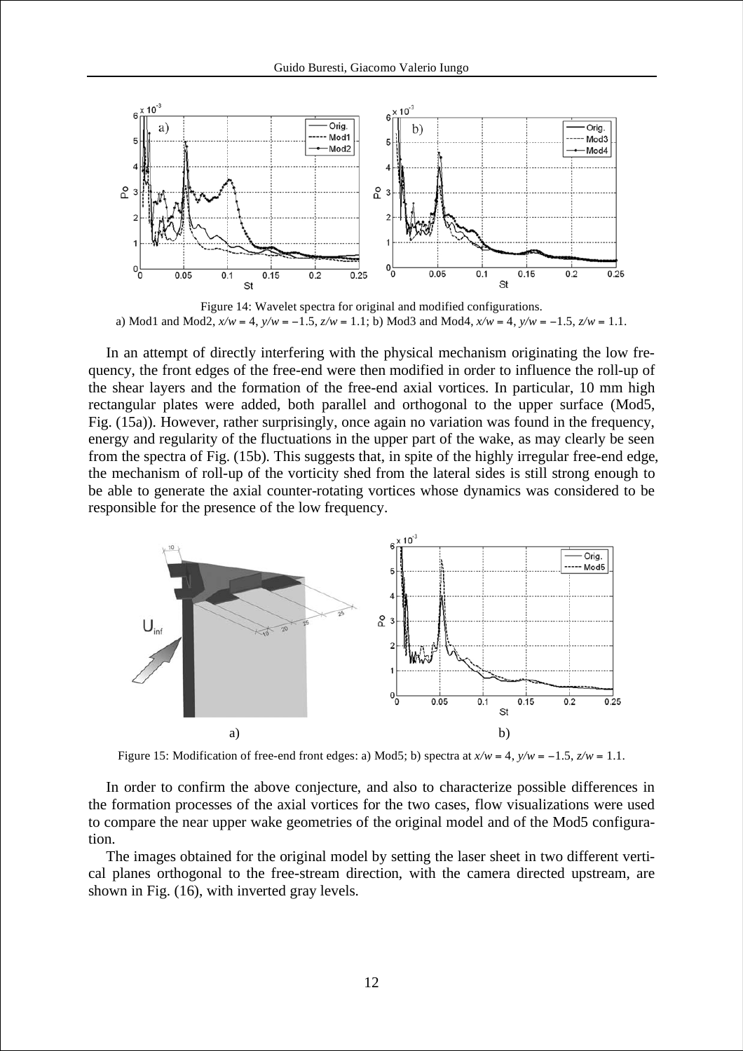Figure 14: Wavelet spectra for original and modified configurations.
a) Mod1 and Mod2, $x/w = 4$, $y/w = -1.5$, $z/w = 1.1$; b) Mod3 and Mod4, $x/w = 4$, $y/w = -1.5$, $z/w = 1.1$.

In an attempt of directly interfering with the physical mechanism originating the low frequency, the front edges of the free-end were then modified in order to influence the roll-up of the shear layers and the formation of the free-end axial vortices. In particular, 10 mm high rectangular plates were added, both parallel and orthogonal to the upper surface (Mod5, Fig. (15a)). However, rather surprisingly, once again no variation was found in the frequency, energy and regularity of the fluctuations in the upper part of the wake, as may clearly be seen from the spectra of Fig. (15b). This suggests that, in spite of the highly irregular free-end edge, the mechanism of roll-up of the vorticity shed from the lateral sides is still strong enough to be able to generate the axial counter-rotating vortices whose dynamics was considered to be responsible for the presence of the low frequency.

Figure 15: Modification of free-end front edges: a) Mod5; b) spectra at $x/w = 4$, $y/w = -1.5$, $z/w = 1.1$.

In order to confirm the above conjecture, and also to characterize possible differences in the formation processes of the axial vortices for the two cases, flow visualizations were used to compare the near upper wake geometries of the original model and of the Mod5 configuration.

The images obtained for the original model by setting the laser sheet in two different vertical planes orthogonal to the free-stream direction, with the camera directed upstream, are shown in Fig. (16), with inverted gray levels.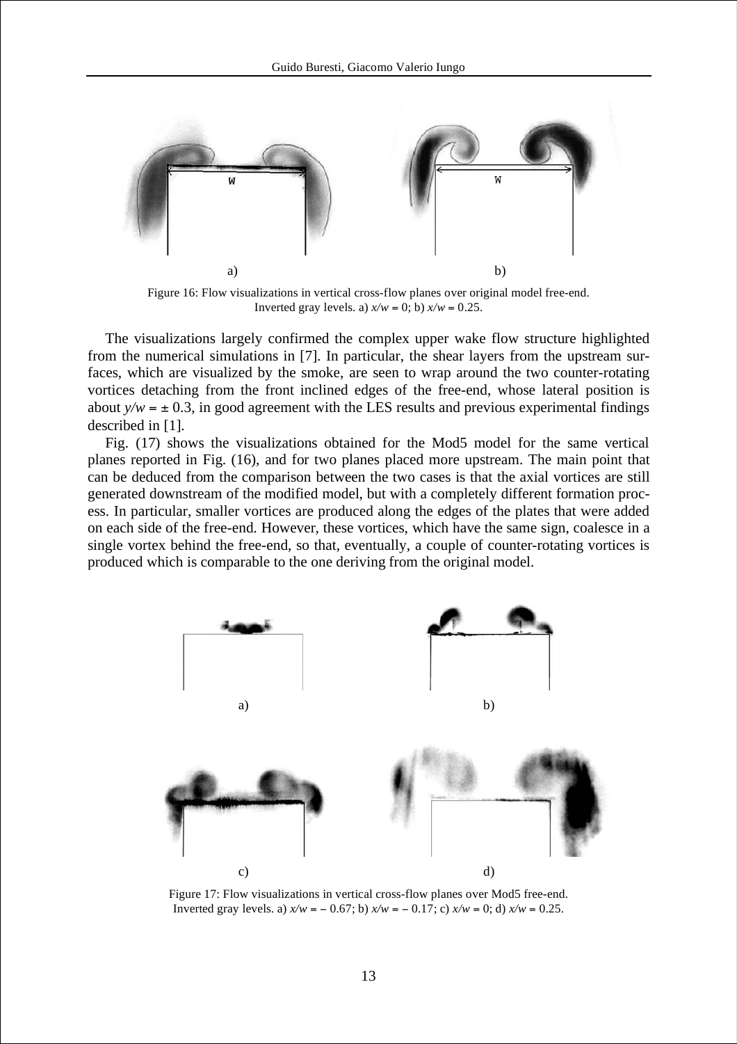Figure 16: Flow visualizations in vertical cross-flow planes over original model free-end. Inverted gray levels. a) $x/w = 0$; b) $x/w = 0.25$.

The visualizations largely confirmed the complex upper wake flow structure highlighted from the numerical simulations in [7]. In particular, the shear layers from the upstream surfaces, which are visualized by the smoke, are seen to wrap around the two counter-rotating vortices detaching from the front inclined edges of the free-end, whose lateral position is about $y/w = \pm 0.3$, in good agreement with the LES results and previous experimental findings described in [1].

Fig. (17) shows the visualizations obtained for the Mod5 model for the same vertical planes reported in Fig. (16), and for two planes placed more upstream. The main point that can be deduced from the comparison between the two cases is that the axial vortices are still generated downstream of the modified model, but with a completely different formation process. In particular, smaller vortices are produced along the edges of the plates that were added on each side of the free-end. However, these vortices, which have the same sign, coalesce in a single vortex behind the free-end, so that, eventually, a couple of counter-rotating vortices is produced which is comparable to the one deriving from the original model.

Figure 17: Flow visualizations in vertical cross-flow planes over Mod5 free-end. Inverted gray levels. a) $x/w = -0.67$; b) $x/w = -0.17$; c) $x/w = 0$; d) $x/w = 0.25$.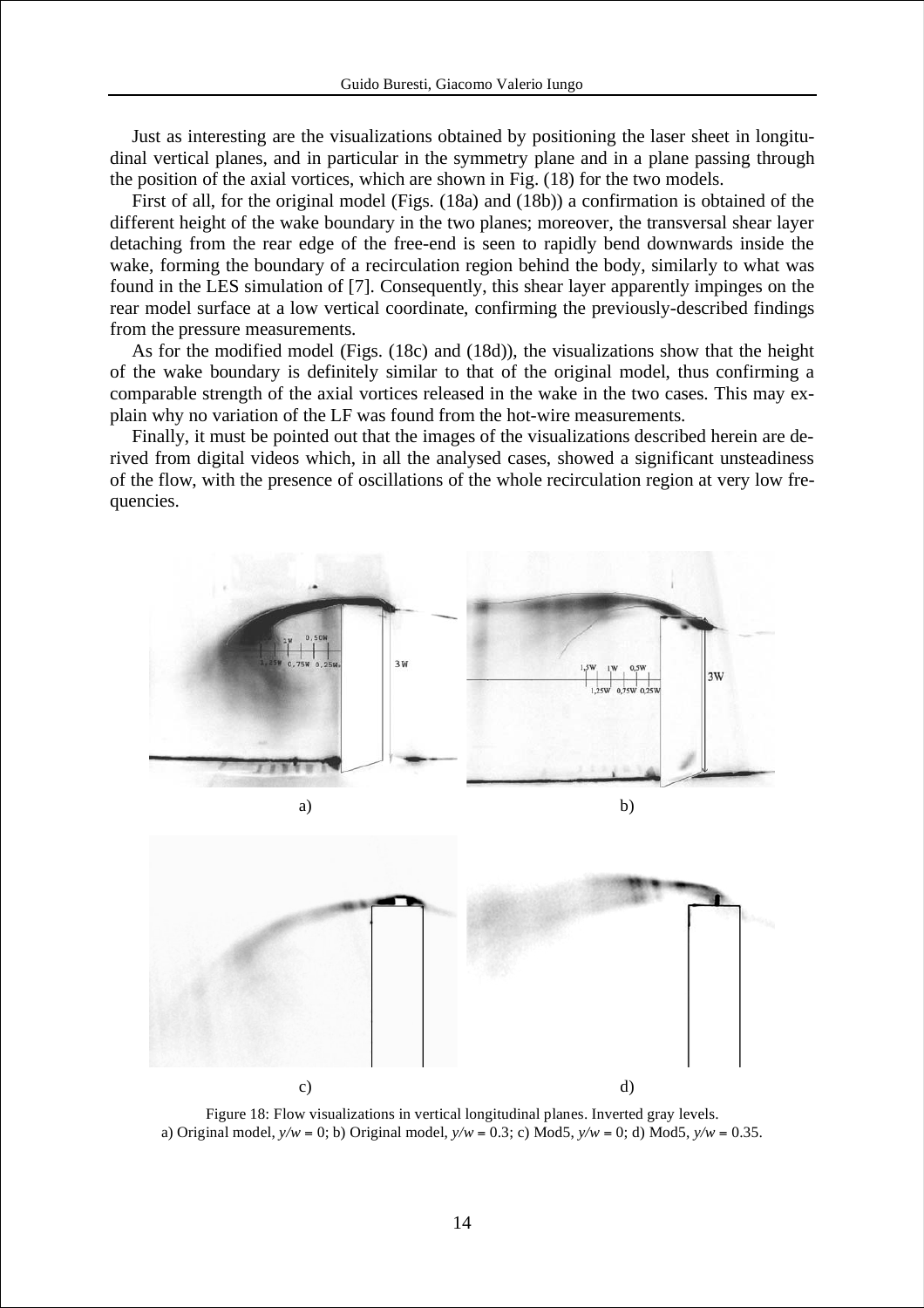Just as interesting are the visualizations obtained by positioning the laser sheet in longitudinal vertical planes, and in particular in the symmetry plane and in a plane passing through the position of the axial vortices, which are shown in Fig. (18) for the two models.

First of all, for the original model (Figs. (18a) and (18b)) a confirmation is obtained of the different height of the wake boundary in the two planes; moreover, the transversal shear layer detaching from the rear edge of the free-end is seen to rapidly bend downwards inside the wake, forming the boundary of a recirculation region behind the body, similarly to what was found in the LES simulation of [7]. Consequently, this shear layer apparently impinges on the rear model surface at a low vertical coordinate, confirming the previously-described findings from the pressure measurements.

As for the modified model (Figs. (18c) and (18d)), the visualizations show that the height of the wake boundary is definitely similar to that of the original model, thus confirming a comparable strength of the axial vortices released in the wake in the two cases. This may explain why no variation of the LF was found from the hot-wire measurements.

Finally, it must be pointed out that the images of the visualizations described herein are derived from digital videos which, in all the analysed cases, showed a significant unsteadiness of the flow, with the presence of oscillations of the whole recirculation region at very low frequencies.

Figure 18: Flow visualizations in vertical longitudinal planes. Inverted gray levels.
a) Original model, $y/w = 0$; b) Original model, $y/w = 0.3$; c) Mod5, $y/w = 0$; d) Mod5, $y/w = 0.35$.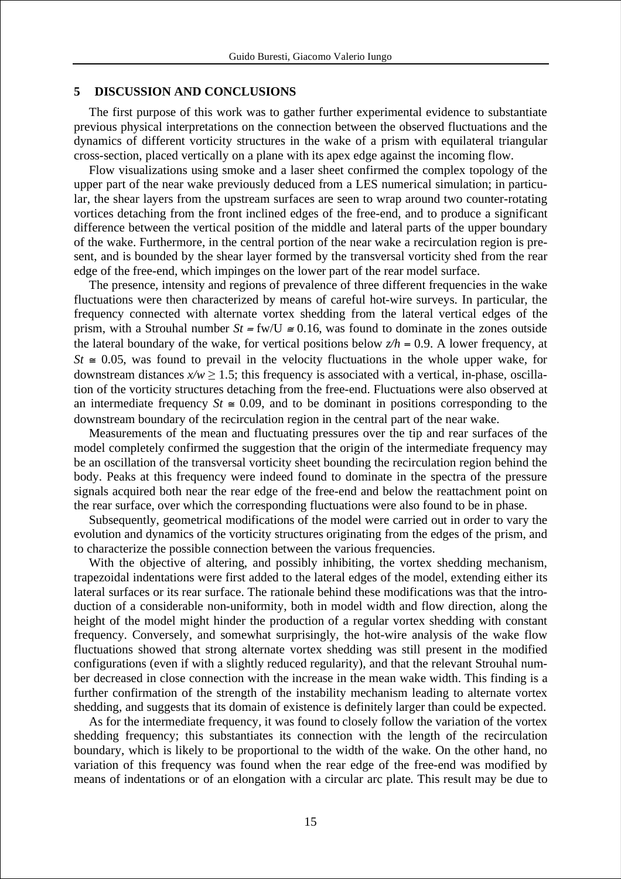## 5 DISCUSSION AND CONCLUSIONS

The first purpose of this work was to gather further experimental evidence to substantiate previous physical interpretations on the connection between the observed fluctuations and the dynamics of different vorticity structures in the wake of a prism with equilateral triangular cross-section, placed vertically on a plane with its apex edge against the incoming flow.

Flow visualizations using smoke and a laser sheet confirmed the complex topology of the upper part of the near wake previously deduced from a LES numerical simulation; in particular, the shear layers from the upstream surfaces are seen to wrap around two counter-rotating vortices detaching from the front inclined edges of the free-end, and to produce a significant difference between the vertical position of the middle and lateral parts of the upper boundary of the wake. Furthermore, in the central portion of the near wake a recirculation region is present, and is bounded by the shear layer formed by the transversal vorticity shed from the rear edge of the free-end, which impinges on the lower part of the rear model surface.

The presence, intensity and regions of prevalence of three different frequencies in the wake fluctuations were then characterized by means of careful hot-wire surveys. In particular, the frequency connected with alternate vortex shedding from the lateral vertical edges of the prism, with a Strouhal number $St = fw/U \cong 0.16$, was found to dominate in the zones outside the lateral boundary of the wake, for vertical positions below $z/h = 0.9$. A lower frequency, at $St \cong 0.05$, was found to prevail in the velocity fluctuations in the whole upper wake, for downstream distances $x/w \geq 1.5$; this frequency is associated with a vertical, in-phase, oscillation of the vorticity structures detaching from the free-end. Fluctuations were also observed at an intermediate frequency $St \cong 0.09$, and to be dominant in positions corresponding to the downstream boundary of the recirculation region in the central part of the near wake.

Measurements of the mean and fluctuating pressures over the tip and rear surfaces of the model completely confirmed the suggestion that the origin of the intermediate frequency may be an oscillation of the transversal vorticity sheet bounding the recirculation region behind the body. Peaks at this frequency were indeed found to dominate in the spectra of the pressure signals acquired both near the rear edge of the free-end and below the reattachment point on the rear surface, over which the corresponding fluctuations were also found to be in phase.

Subsequently, geometrical modifications of the model were carried out in order to vary the evolution and dynamics of the vorticity structures originating from the edges of the prism, and to characterize the possible connection between the various frequencies.

With the objective of altering, and possibly inhibiting, the vortex shedding mechanism, trapezoidal indentations were first added to the lateral edges of the model, extending either its lateral surfaces or its rear surface. The rationale behind these modifications was that the introduction of a considerable non-uniformity, both in model width and flow direction, along the height of the model might hinder the production of a regular vortex shedding with constant frequency. Conversely, and somewhat surprisingly, the hot-wire analysis of the wake flow fluctuations showed that strong alternate vortex shedding was still present in the modified configurations (even if with a slightly reduced regularity), and that the relevant Strouhal number decreased in close connection with the increase in the mean wake width. This finding is a further confirmation of the strength of the instability mechanism leading to alternate vortex shedding, and suggests that its domain of existence is definitely larger than could be expected.

As for the intermediate frequency, it was found to closely follow the variation of the vortex shedding frequency; this substantiates its connection with the length of the recirculation boundary, which is likely to be proportional to the width of the wake. On the other hand, no variation of this frequency was found when the rear edge of the free-end was modified by means of indentations or of an elongation with a circular arc plate. This result may be due to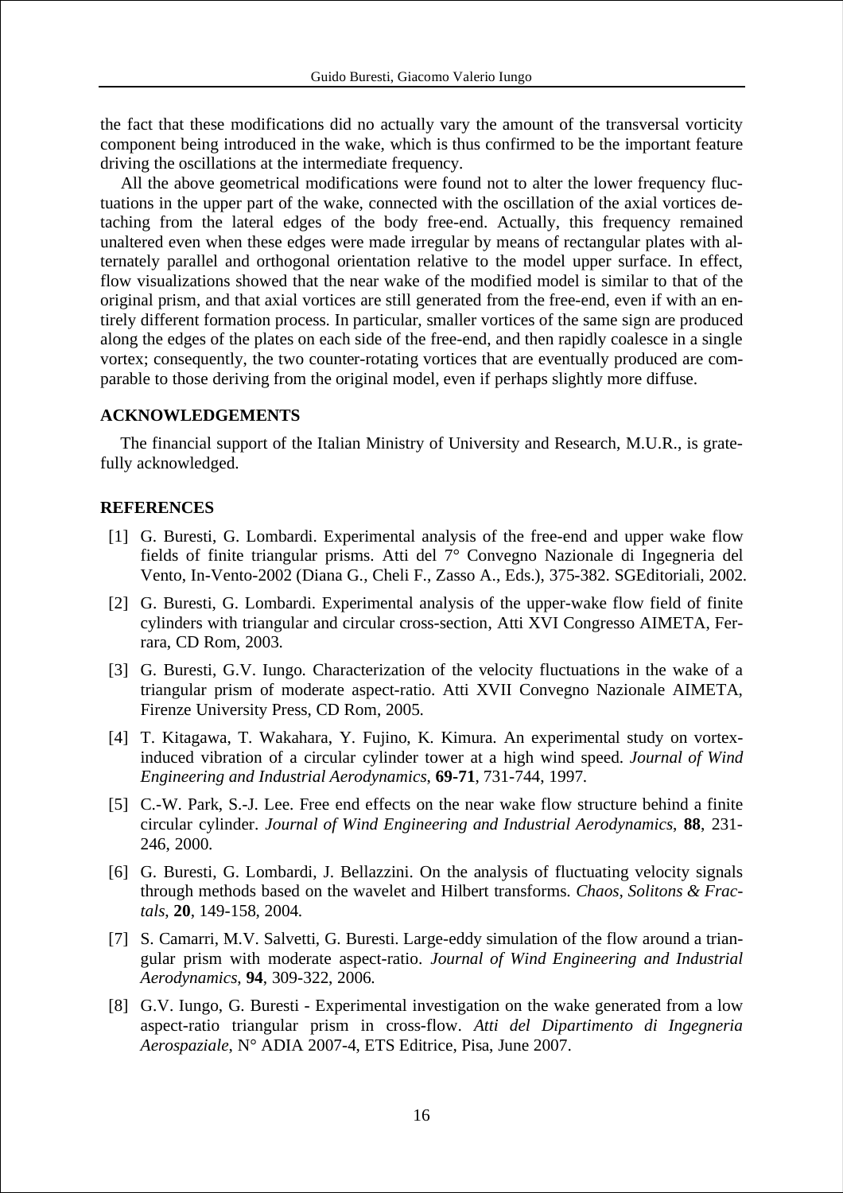the fact that these modifications did no actually vary the amount of the transversal vorticity component being introduced in the wake, which is thus confirmed to be the important feature driving the oscillations at the intermediate frequency.

All the above geometrical modifications were found not to alter the lower frequency fluctuations in the upper part of the wake, connected with the oscillation of the axial vortices detaching from the lateral edges of the body free-end. Actually, this frequency remained unaltered even when these edges were made irregular by means of rectangular plates with alternately parallel and orthogonal orientation relative to the model upper surface. In effect, flow visualizations showed that the near wake of the modified model is similar to that of the original prism, and that axial vortices are still generated from the free-end, even if with an entirely different formation process. In particular, smaller vortices of the same sign are produced along the edges of the plates on each side of the free-end, and then rapidly coalesce in a single vortex; consequently, the two counter-rotating vortices that are eventually produced are comparable to those deriving from the original model, even if perhaps slightly more diffuse.

## ACKNOWLEDGEMENTS

The financial support of the Italian Ministry of University and Research, M.U.R., is gratefully acknowledged.

## REFERENCES

[1] G. Buresti, G. Lombardi. Experimental analysis of the free-end and upper wake flow fields of finite triangular prisms. Atti del 7° Convegno Nazionale di Ingegneria del Vento, In-Vento-2002 (Diana G., Cheli F., Zasso A., Eds.), 375-382. SGEditoriali, 2002.

[2] G. Buresti, G. Lombardi. Experimental analysis of the upper-wake flow field of finite cylinders with triangular and circular cross-section, Atti XVI Congresso AIMETA, Ferrara, CD Rom, 2003.

[3] G. Buresti, G.V. Iungo. Characterization of the velocity fluctuations in the wake of a triangular prism of moderate aspect-ratio. Atti XVII Convegno Nazionale AIMETA, Firenze University Press, CD Rom, 2005.

[4] T. Kitagawa, T. Wakahara, Y. Fujino, K. Kimura. An experimental study on vortex-induced vibration of a circular cylinder tower at a high wind speed. *Journal of Wind Engineering and Industrial Aerodynamics*, **69-71**, 731-744, 1997.

[5] C.-W. Park, S.-J. Lee. Free end effects on the near wake flow structure behind a finite circular cylinder. *Journal of Wind Engineering and Industrial Aerodynamics*, **88**, 231-246, 2000.

[6] G. Buresti, G. Lombardi, J. Bellazzini. On the analysis of fluctuating velocity signals through methods based on the wavelet and Hilbert transforms. *Chaos, Solitons & Fractals*, **20**, 149-158, 2004.

[7] S. Camarri, M.V. Salvetti, G. Buresti. Large-eddy simulation of the flow around a triangular prism with moderate aspect-ratio. *Journal of Wind Engineering and Industrial Aerodynamics*, **94**, 309-322, 2006.

[8] G.V. Iungo, G. Buresti - Experimental investigation on the wake generated from a low aspect-ratio triangular prism in cross-flow. *Atti del Dipartimento di Ingegneria Aerospaziale*, N° ADIA 2007-4, ETS Editrice, Pisa, June 2007.